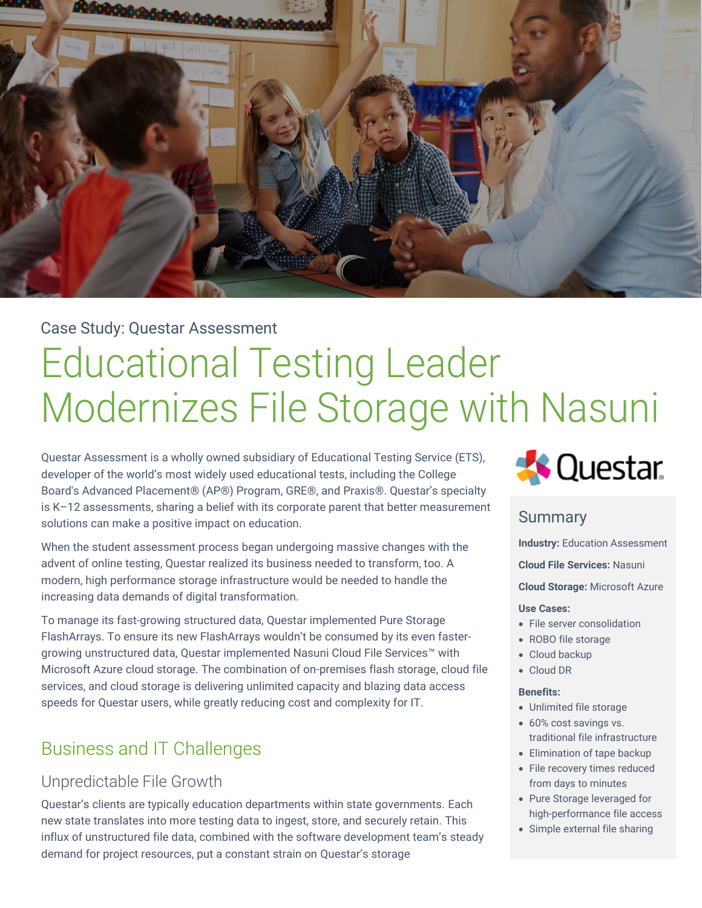Case Study: Questar Assessment

# Educational Testing Leader Modernizes File Storage with Nasuni

Questar Assessment is a wholly owned subsidiary of Educational Testing Service (ETS), developer of the world's most widely used educational tests, including the College Board's Advanced Placement® (AP®) Program, GRE®, and Praxis®. Questar's specialty is K–12 assessments, sharing a belief with its corporate parent that better measurement solutions can make a positive impact on education.

When the student assessment process began undergoing massive changes with the advent of online testing, Questar realized its business needed to transform, too. A modern, high performance storage infrastructure would be needed to handle the increasing data demands of digital transformation.

To manage its fast-growing structured data, Questar implemented Pure Storage FlashArrays. To ensure its new FlashArrays wouldn't be consumed by its even faster-growing unstructured data, Questar implemented Nasuni Cloud File Services™ with Microsoft Azure cloud storage. The combination of on-premises flash storage, cloud file services, and cloud storage is delivering unlimited capacity and blazing data access speeds for Questar users, while greatly reducing cost and complexity for IT.

## Summary

**Industry:** Education Assessment

**Cloud File Services:** Nasuni

**Cloud Storage:** Microsoft Azure

**Use Cases:**

- File server consolidation
- ROBO file storage
- Cloud backup
- Cloud DR

**Benefits:**

- Unlimited file storage
- 60% cost savings vs. traditional file infrastructure
- Elimination of tape backup
- File recovery times reduced from days to minutes
- Pure Storage leveraged for high-performance file access
- Simple external file sharing

## Business and IT Challenges

### Unpredictable File Growth

Questar's clients are typically education departments within state governments. Each new state translates into more testing data to ingest, store, and securely retain. This influx of unstructured file data, combined with the software development team's steady demand for project resources, put a constant strain on Questar's storage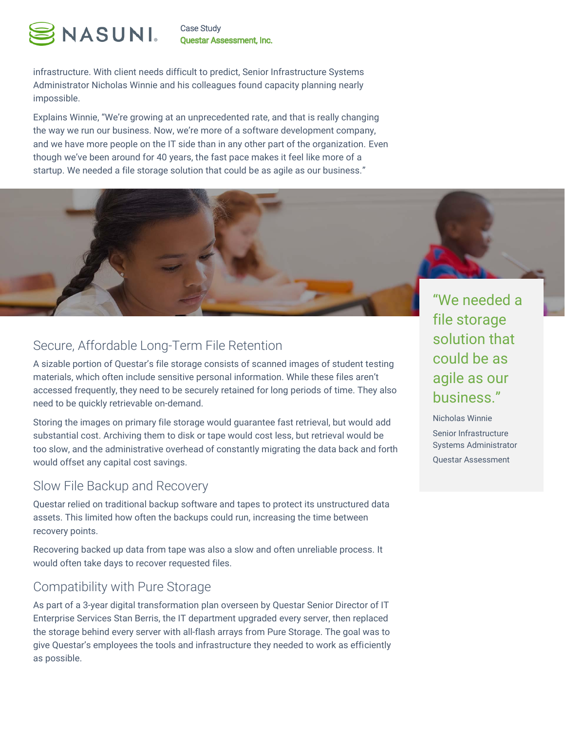infrastructure. With client needs difficult to predict, Senior Infrastructure Systems Administrator Nicholas Winnie and his colleagues found capacity planning nearly impossible.

Explains Winnie, "We're growing at an unprecedented rate, and that is really changing the way we run our business. Now, we're more of a software development company, and we have more people on the IT side than in any other part of the organization. Even though we've been around for 40 years, the fast pace makes it feel like more of a startup. We needed a file storage solution that could be as agile as our business."

> "We needed a file storage solution that could be as agile as our business."
>
> Nicholas Winnie
> Senior Infrastructure Systems Administrator
> Questar Assessment

## Secure, Affordable Long-Term File Retention

A sizable portion of Questar's file storage consists of scanned images of student testing materials, which often include sensitive personal information. While these files aren't accessed frequently, they need to be securely retained for long periods of time. They also need to be quickly retrievable on-demand.

Storing the images on primary file storage would guarantee fast retrieval, but would add substantial cost. Archiving them to disk or tape would cost less, but retrieval would be too slow, and the administrative overhead of constantly migrating the data back and forth would offset any capital cost savings.

## Slow File Backup and Recovery

Questar relied on traditional backup software and tapes to protect its unstructured data assets. This limited how often the backups could run, increasing the time between recovery points.

Recovering backed up data from tape was also a slow and often unreliable process. It would often take days to recover requested files.

## Compatibility with Pure Storage

As part of a 3-year digital transformation plan overseen by Questar Senior Director of IT Enterprise Services Stan Berris, the IT department upgraded every server, then replaced the storage behind every server with all-flash arrays from Pure Storage. The goal was to give Questar's employees the tools and infrastructure they needed to work as efficiently as possible.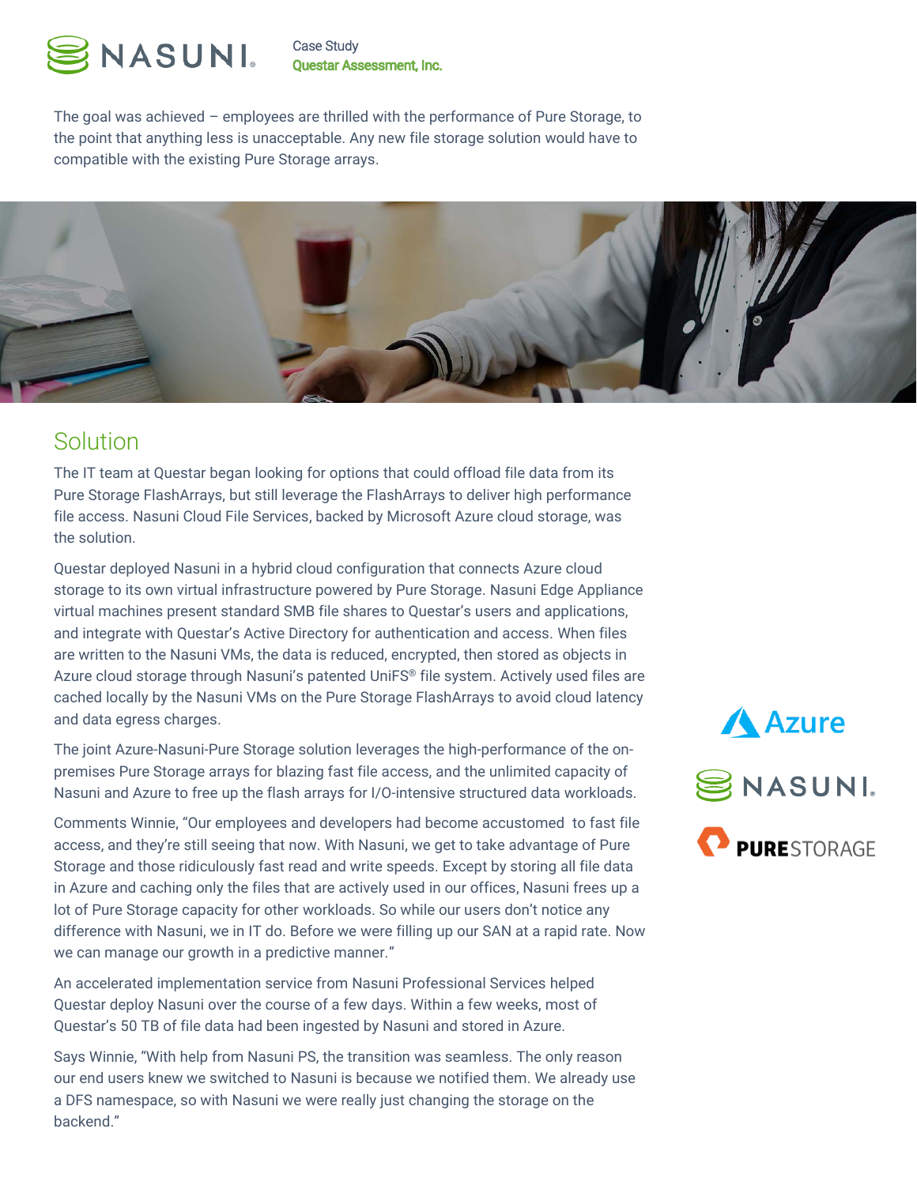The goal was achieved – employees are thrilled with the performance of Pure Storage, to the point that anything less is unacceptable. Any new file storage solution would have to compatible with the existing Pure Storage arrays.

## Solution

The IT team at Questar began looking for options that could offload file data from its Pure Storage FlashArrays, but still leverage the FlashArrays to deliver high performance file access. Nasuni Cloud File Services, backed by Microsoft Azure cloud storage, was the solution.

Questar deployed Nasuni in a hybrid cloud configuration that connects Azure cloud storage to its own virtual infrastructure powered by Pure Storage. Nasuni Edge Appliance virtual machines present standard SMB file shares to Questar's users and applications, and integrate with Questar's Active Directory for authentication and access. When files are written to the Nasuni VMs, the data is reduced, encrypted, then stored as objects in Azure cloud storage through Nasuni's patented UniFS® file system. Actively used files are cached locally by the Nasuni VMs on the Pure Storage FlashArrays to avoid cloud latency and data egress charges.

The joint Azure-Nasuni-Pure Storage solution leverages the high-performance of the on-premises Pure Storage arrays for blazing fast file access, and the unlimited capacity of Nasuni and Azure to free up the flash arrays for I/O-intensive structured data workloads.

Comments Winnie, "Our employees and developers had become accustomed to fast file access, and they're still seeing that now. With Nasuni, we get to take advantage of Pure Storage and those ridiculously fast read and write speeds. Except by storing all file data in Azure and caching only the files that are actively used in our offices, Nasuni frees up a lot of Pure Storage capacity for other workloads. So while our users don't notice any difference with Nasuni, we in IT do. Before we were filling up our SAN at a rapid rate. Now we can manage our growth in a predictive manner."

An accelerated implementation service from Nasuni Professional Services helped Questar deploy Nasuni over the course of a few days. Within a few weeks, most of Questar's 50 TB of file data had been ingested by Nasuni and stored in Azure.

Says Winnie, "With help from Nasuni PS, the transition was seamless. The only reason our end users knew we switched to Nasuni is because we notified them. We already use a DFS namespace, so with Nasuni we were really just changing the storage on the backend."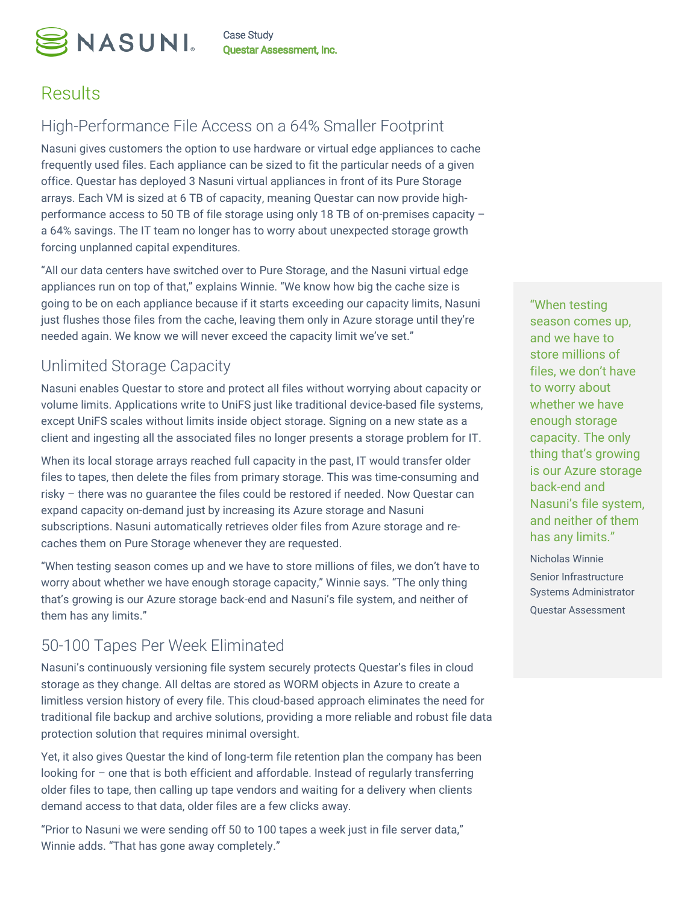## Results

### High-Performance File Access on a 64% Smaller Footprint

Nasuni gives customers the option to use hardware or virtual edge appliances to cache frequently used files. Each appliance can be sized to fit the particular needs of a given office. Questar has deployed 3 Nasuni virtual appliances in front of its Pure Storage arrays. Each VM is sized at 6 TB of capacity, meaning Questar can now provide high-performance access to 50 TB of file storage using only 18 TB of on-premises capacity – a 64% savings. The IT team no longer has to worry about unexpected storage growth forcing unplanned capital expenditures.

"All our data centers have switched over to Pure Storage, and the Nasuni virtual edge appliances run on top of that," explains Winnie. "We know how big the cache size is going to be on each appliance because if it starts exceeding our capacity limits, Nasuni just flushes those files from the cache, leaving them only in Azure storage until they're needed again. We know we will never exceed the capacity limit we've set."

### Unlimited Storage Capacity

Nasuni enables Questar to store and protect all files without worrying about capacity or volume limits. Applications write to UniFS just like traditional device-based file systems, except UniFS scales without limits inside object storage. Signing on a new state as a client and ingesting all the associated files no longer presents a storage problem for IT.

When its local storage arrays reached full capacity in the past, IT would transfer older files to tapes, then delete the files from primary storage. This was time-consuming and risky – there was no guarantee the files could be restored if needed. Now Questar can expand capacity on-demand just by increasing its Azure storage and Nasuni subscriptions. Nasuni automatically retrieves older files from Azure storage and re-caches them on Pure Storage whenever they are requested.

"When testing season comes up and we have to store millions of files, we don't have to worry about whether we have enough storage capacity," Winnie says. "The only thing that's growing is our Azure storage back-end and Nasuni's file system, and neither of them has any limits."

### 50-100 Tapes Per Week Eliminated

Nasuni's continuously versioning file system securely protects Questar's files in cloud storage as they change. All deltas are stored as WORM objects in Azure to create a limitless version history of every file. This cloud-based approach eliminates the need for traditional file backup and archive solutions, providing a more reliable and robust file data protection solution that requires minimal oversight.

Yet, it also gives Questar the kind of long-term file retention plan the company has been looking for – one that is both efficient and affordable. Instead of regularly transferring older files to tape, then calling up tape vendors and waiting for a delivery when clients demand access to that data, older files are a few clicks away.

"Prior to Nasuni we were sending off 50 to 100 tapes a week just in file server data," Winnie adds. "That has gone away completely."

> "When testing season comes up, and we have to store millions of files, we don't have to worry about whether we have enough storage capacity. The only thing that's growing is our Azure storage back-end and Nasuni's file system, and neither of them has any limits."
>
> Nicholas Winnie
>
> Senior Infrastructure Systems Administrator
>
> Questar Assessment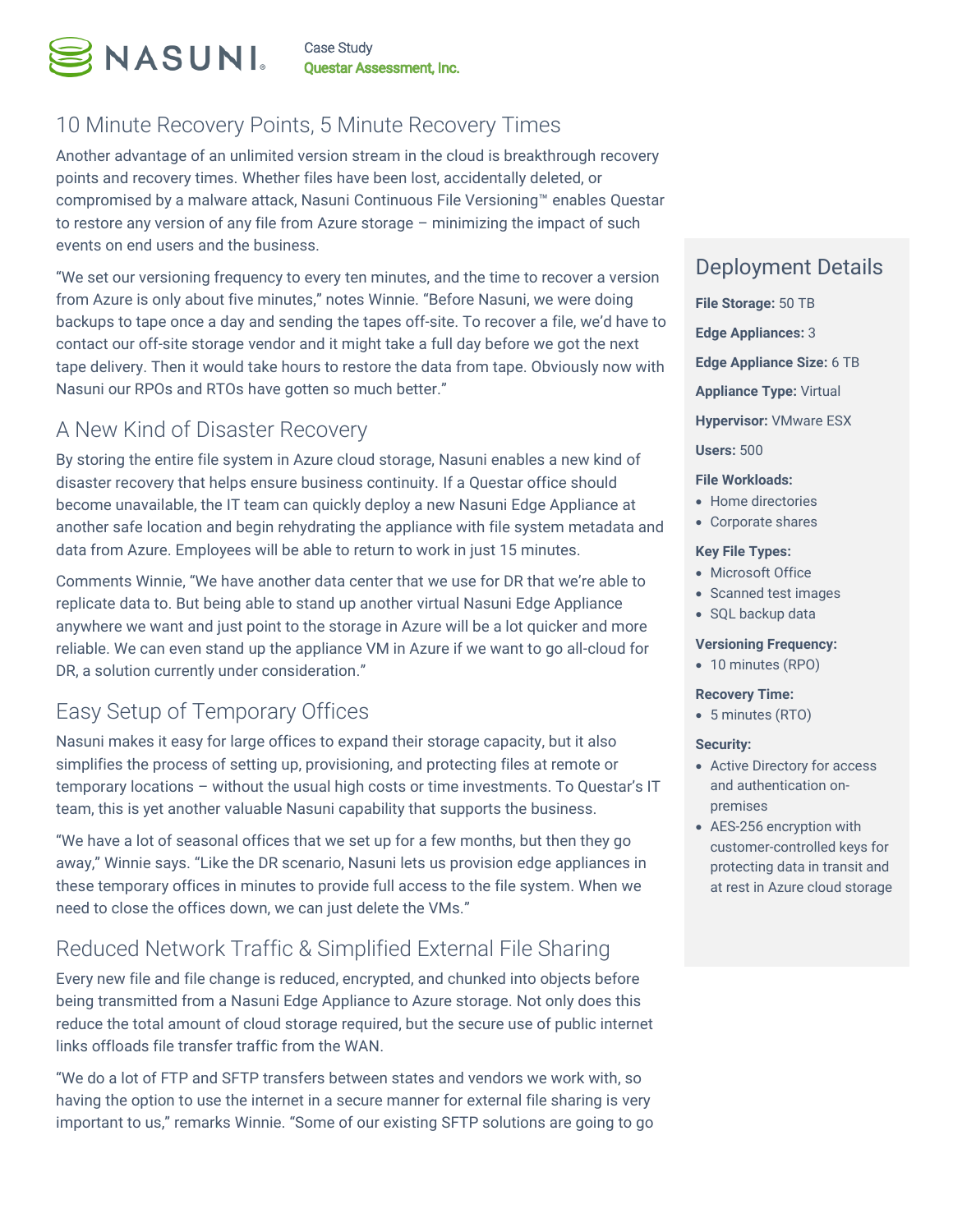## 10 Minute Recovery Points, 5 Minute Recovery Times

Another advantage of an unlimited version stream in the cloud is breakthrough recovery points and recovery times. Whether files have been lost, accidentally deleted, or compromised by a malware attack, Nasuni Continuous File Versioning™ enables Questar to restore any version of any file from Azure storage – minimizing the impact of such events on end users and the business.

"We set our versioning frequency to every ten minutes, and the time to recover a version from Azure is only about five minutes," notes Winnie. "Before Nasuni, we were doing backups to tape once a day and sending the tapes off-site. To recover a file, we'd have to contact our off-site storage vendor and it might take a full day before we got the next tape delivery. Then it would take hours to restore the data from tape. Obviously now with Nasuni our RPOs and RTOs have gotten so much better."

## A New Kind of Disaster Recovery

By storing the entire file system in Azure cloud storage, Nasuni enables a new kind of disaster recovery that helps ensure business continuity. If a Questar office should become unavailable, the IT team can quickly deploy a new Nasuni Edge Appliance at another safe location and begin rehydrating the appliance with file system metadata and data from Azure. Employees will be able to return to work in just 15 minutes.

Comments Winnie, "We have another data center that we use for DR that we're able to replicate data to. But being able to stand up another virtual Nasuni Edge Appliance anywhere we want and just point to the storage in Azure will be a lot quicker and more reliable. We can even stand up the appliance VM in Azure if we want to go all-cloud for DR, a solution currently under consideration."

## Easy Setup of Temporary Offices

Nasuni makes it easy for large offices to expand their storage capacity, but it also simplifies the process of setting up, provisioning, and protecting files at remote or temporary locations – without the usual high costs or time investments. To Questar's IT team, this is yet another valuable Nasuni capability that supports the business.

"We have a lot of seasonal offices that we set up for a few months, but then they go away," Winnie says. "Like the DR scenario, Nasuni lets us provision edge appliances in these temporary offices in minutes to provide full access to the file system. When we need to close the offices down, we can just delete the VMs."

## Reduced Network Traffic & Simplified External File Sharing

Every new file and file change is reduced, encrypted, and chunked into objects before being transmitted from a Nasuni Edge Appliance to Azure storage. Not only does this reduce the total amount of cloud storage required, but the secure use of public internet links offloads file transfer traffic from the WAN.

"We do a lot of FTP and SFTP transfers between states and vendors we work with, so having the option to use the internet in a secure manner for external file sharing is very important to us," remarks Winnie. "Some of our existing SFTP solutions are going to go

## Deployment Details

**File Storage:** 50 TB

**Edge Appliances:** 3

**Edge Appliance Size:** 6 TB

**Appliance Type:** Virtual

**Hypervisor:** VMware ESX

**Users:** 500

**File Workloads:**

- Home directories
- Corporate shares

**Key File Types:**

- Microsoft Office
- Scanned test images
- SQL backup data

**Versioning Frequency:**

- 10 minutes (RPO)

**Recovery Time:**

- 5 minutes (RTO)

**Security:**

- Active Directory for access and authentication on-premises
- AES-256 encryption with customer-controlled keys for protecting data in transit and at rest in Azure cloud storage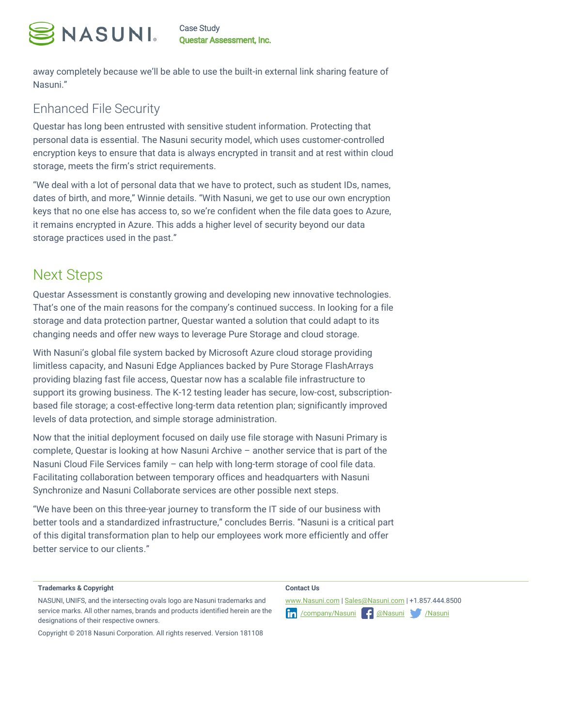away completely because we'll be able to use the built-in external link sharing feature of Nasuni."

### Enhanced File Security

Questar has long been entrusted with sensitive student information. Protecting that personal data is essential. The Nasuni security model, which uses customer-controlled encryption keys to ensure that data is always encrypted in transit and at rest within cloud storage, meets the firm's strict requirements.

"We deal with a lot of personal data that we have to protect, such as student IDs, names, dates of birth, and more," Winnie details. "With Nasuni, we get to use our own encryption keys that no one else has access to, so we're confident when the file data goes to Azure, it remains encrypted in Azure. This adds a higher level of security beyond our data storage practices used in the past."

## Next Steps

Questar Assessment is constantly growing and developing new innovative technologies. That's one of the main reasons for the company's continued success. In looking for a file storage and data protection partner, Questar wanted a solution that could adapt to its changing needs and offer new ways to leverage Pure Storage and cloud storage.

With Nasuni's global file system backed by Microsoft Azure cloud storage providing limitless capacity, and Nasuni Edge Appliances backed by Pure Storage FlashArrays providing blazing fast file access, Questar now has a scalable file infrastructure to support its growing business. The K-12 testing leader has secure, low-cost, subscription-based file storage; a cost-effective long-term data retention plan; significantly improved levels of data protection, and simple storage administration.

Now that the initial deployment focused on daily use file storage with Nasuni Primary is complete, Questar is looking at how Nasuni Archive – another service that is part of the Nasuni Cloud File Services family – can help with long-term storage of cool file data. Facilitating collaboration between temporary offices and headquarters with Nasuni Synchronize and Nasuni Collaborate services are other possible next steps.

"We have been on this three-year journey to transform the IT side of our business with better tools and a standardized infrastructure," concludes Berris. "Nasuni is a critical part of this digital transformation plan to help our employees work more efficiently and offer better service to our clients."

**Trademarks & Copyright**

NASUNI, UNIFS, and the intersecting ovals logo are Nasuni trademarks and service marks. All other names, brands and products identified herein are the designations of their respective owners.

Copyright © 2018 Nasuni Corporation. All rights reserved. Version 181108

**Contact Us**

www.Nasuni.com | Sales@Nasuni.com | +1.857.444.8500

/company/Nasuni @Nasuni /Nasuni